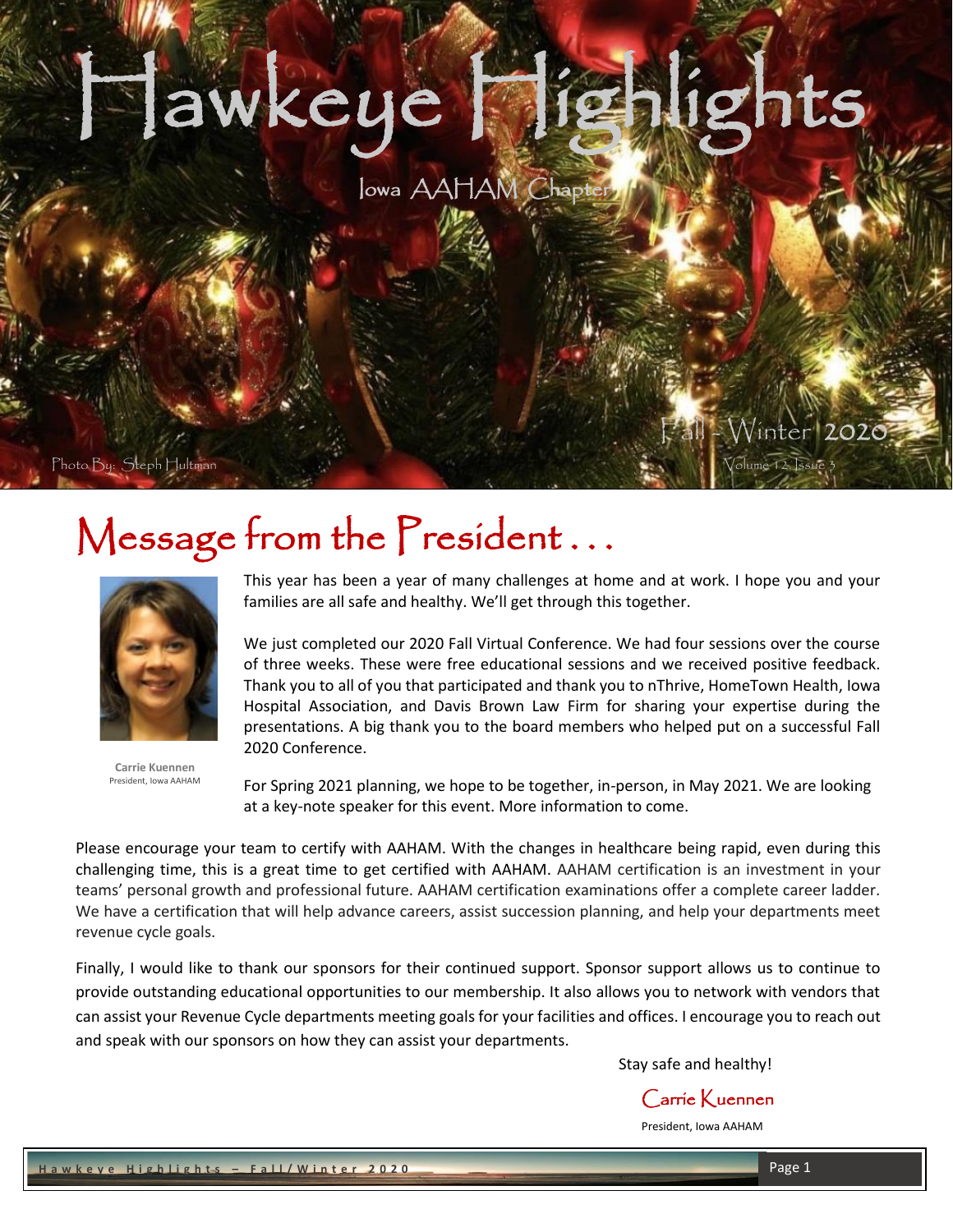# Hawkeye Highlights

Iowa AAHAM Chapter

Fall - Winter 2020

Volume 12, Issue 3

Photo By: Steph Hultman

## Message from the President . . .

Carrie Kuennen
President, Iowa AAHAM

This year has been a year of many challenges at home and at work. I hope you and your families are all safe and healthy. We'll get through this together.

We just completed our 2020 Fall Virtual Conference. We had four sessions over the course of three weeks. These were free educational sessions and we received positive feedback. Thank you to all of you that participated and thank you to nThrive, HomeTown Health, Iowa Hospital Association, and Davis Brown Law Firm for sharing your expertise during the presentations. A big thank you to the board members who helped put on a successful Fall 2020 Conference.

For Spring 2021 planning, we hope to be together, in-person, in May 2021. We are looking at a key-note speaker for this event. More information to come.

Please encourage your team to certify with AAHAM. With the changes in healthcare being rapid, even during this challenging time, this is a great time to get certified with AAHAM. AAHAM certification is an investment in your teams' personal growth and professional future. AAHAM certification examinations offer a complete career ladder. We have a certification that will help advance careers, assist succession planning, and help your departments meet revenue cycle goals.

Finally, I would like to thank our sponsors for their continued support. Sponsor support allows us to continue to provide outstanding educational opportunities to our membership. It also allows you to network with vendors that can assist your Revenue Cycle departments meeting goals for your facilities and offices. I encourage you to reach out and speak with our sponsors on how they can assist your departments.

Stay safe and healthy!

Carrie Kuennen

President, Iowa AAHAM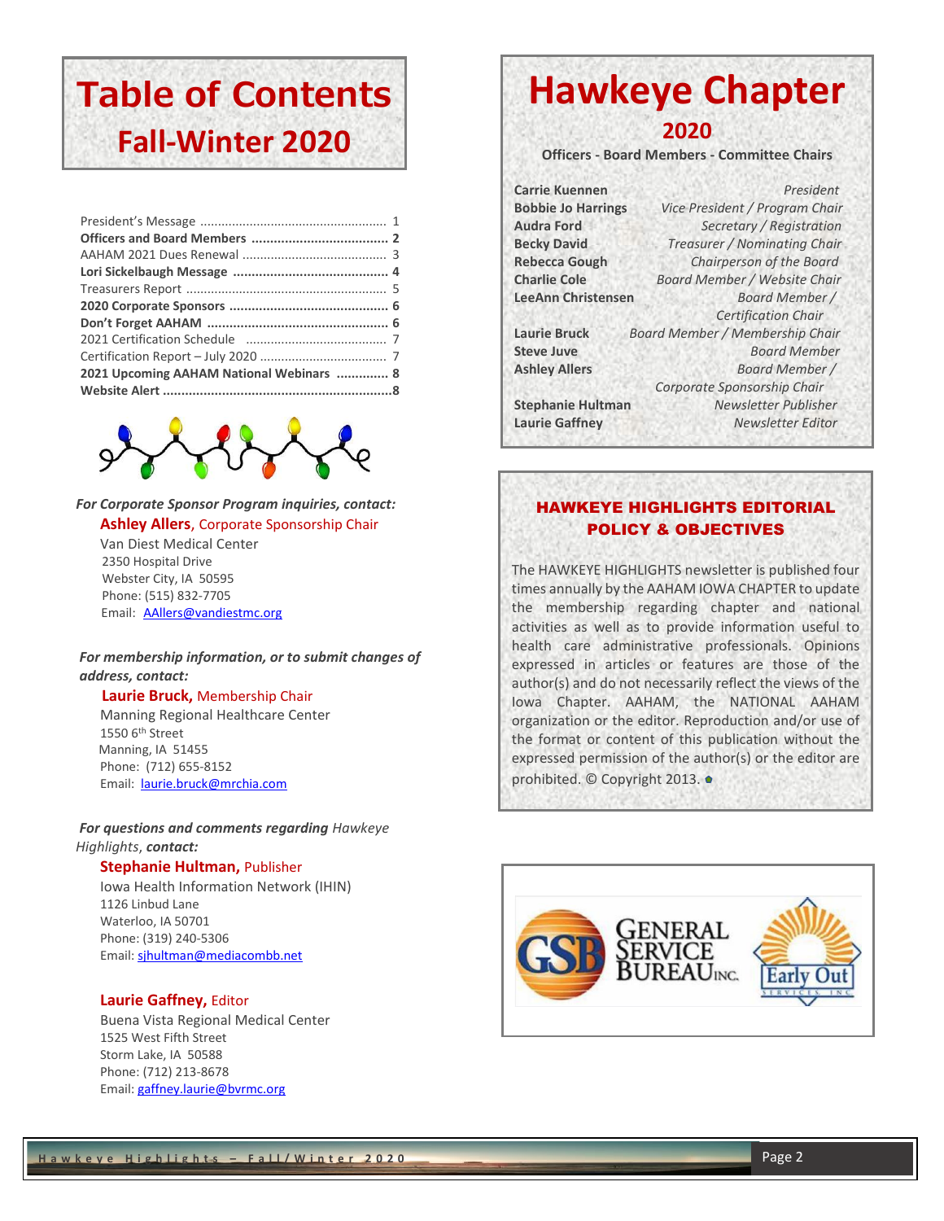# Table of Contents
## Fall-Winter 2020

| | |
|---|---|
| President's Message | 1 |
| **Officers and Board Members** | **2** |
| AAHAM 2021 Dues Renewal | 3 |
| **Lori Sickelbaugh Message** | **4** |
| Treasurers Report | 5 |
| **2020 Corporate Sponsors** | **6** |
| **Don't Forget AAHAM** | **6** |
| 2021 Certification Schedule | 7 |
| Certification Report – July 2020 | 7 |
| **2021 Upcoming AAHAM National Webinars** | **8** |
| **Website Alert** | **8** |

***For Corporate Sponsor Program inquiries, contact:***

**Ashley Allers**, Corporate Sponsorship Chair
Van Diest Medical Center
2350 Hospital Drive
Webster City, IA 50595
Phone: (515) 832-7705
Email: AAllers@vandiestmc.org

***For membership information, or to submit changes of address, contact:***

**Laurie Bruck,** Membership Chair
Manning Regional Healthcare Center
1550 6th Street
Manning, IA 51455
Phone: (712) 655-8152
Email: laurie.bruck@mrchia.com

***For questions and comments regarding*** *Hawkeye Highlights*, ***contact:***

**Stephanie Hultman,** Publisher
Iowa Health Information Network (IHIN)
1126 Linbud Lane
Waterloo, IA 50701
Phone: (319) 240-5306
Email: sjhultman@mediacombb.net

**Laurie Gaffney,** Editor
Buena Vista Regional Medical Center
1525 West Fifth Street
Storm Lake, IA 50588
Phone: (712) 213-8678
Email: gaffney.laurie@bvrmc.org

# Hawkeye Chapter
## 2020
### Officers - Board Members - Committee Chairs

| | |
|---|---|
| **Carrie Kuennen** | *President* |
| **Bobbie Jo Harrings** | *Vice President / Program Chair* |
| **Audra Ford** | *Secretary / Registration* |
| **Becky David** | *Treasurer / Nominating Chair* |
| **Rebecca Gough** | *Chairperson of the Board* |
| **Charlie Cole** | *Board Member / Website Chair* |
| **LeeAnn Christensen** | *Board Member / Certification Chair* |
| **Laurie Bruck** | *Board Member / Membership Chair* |
| **Steve Juve** | *Board Member* |
| **Ashley Allers** | *Board Member / Corporate Sponsorship Chair* |
| **Stephanie Hultman** | *Newsletter Publisher* |
| **Laurie Gaffney** | *Newsletter Editor* |

## HAWKEYE HIGHLIGHTS EDITORIAL POLICY & OBJECTIVES

The HAWKEYE HIGHLIGHTS newsletter is published four times annually by the AAHAM IOWA CHAPTER to update the membership regarding chapter and national activities as well as to provide information useful to health care administrative professionals. Opinions expressed in articles or features are those of the author(s) and do not necessarily reflect the views of the Iowa Chapter. AAHAM, the NATIONAL AAHAM organization or the editor. Reproduction and/or use of the format or content of this publication without the expressed permission of the author(s) or the editor are prohibited. © Copyright 2013.

GENERAL SERVICE BUREAU INC. — Early Out SERVICES, INC.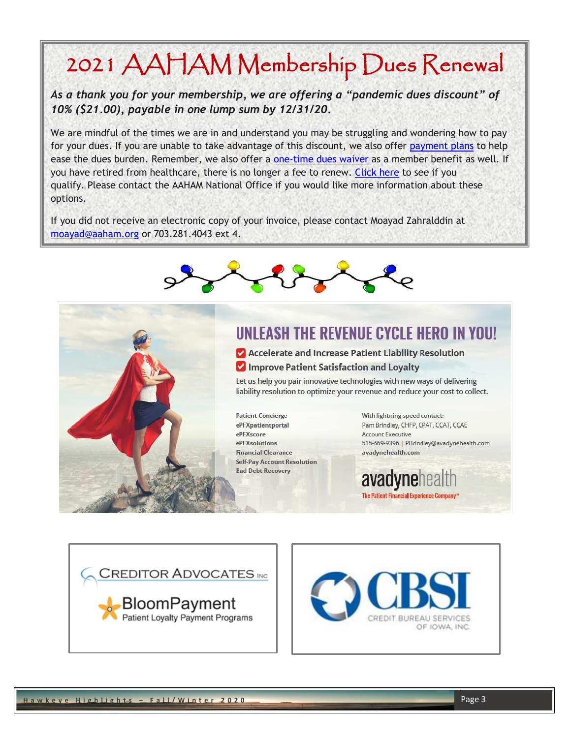# 2021 AAHAM Membership Dues Renewal

***As a thank you for your membership, we are offering a "pandemic dues discount" of 10% ($21.00), payable in one lump sum by 12/31/20.***

We are mindful of the times we are in and understand you may be struggling and wondering how to pay for your dues. If you are unable to take advantage of this discount, we also offer payment plans to help ease the dues burden. Remember, we also offer a one-time dues waiver as a member benefit as well. If you have retired from healthcare, there is no longer a fee to renew. Click here to see if you qualify. Please contact the AAHAM National Office if you would like more information about these options.

If you did not receive an electronic copy of your invoice, please contact Moayad Zahralddin at moayad@aaham.org or 703.281.4043 ext 4.

## UNLEASH THE REVENUE CYCLE HERO IN YOU!

- Accelerate and Increase Patient Liability Resolution
- Improve Patient Satisfaction and Loyalty

Let us help you pair innovative technologies with new ways of delivering liability resolution to optimize your revenue and reduce your cost to collect.

**Patient Concierge**
**ePFXpatientportal**
**ePFXscore**
**ePFXsolutions**
**Financial Clearance**
**Self-Pay Account Resolution**
**Bad Debt Recovery**

With lightning speed contact:
Pam Brindley, CHFP, CPAT, CCAT, CCAE
Account Executive
515-669-9396 | PBrindley@avadynehealth.com
**avadynehealth.com**

avadynehealth
The Patient Financial Experience Company™

CREDITOR ADVOCATES INC

BloomPayment
Patient Loyalty Payment Programs

CBSI
CREDIT BUREAU SERVICES OF IOWA, INC.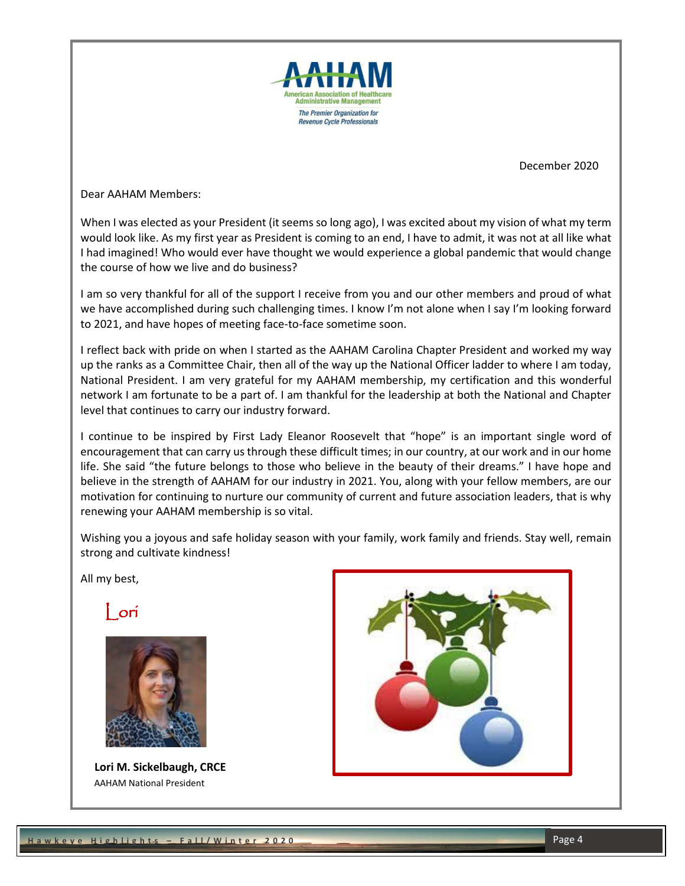AAHAM

American Association of Healthcare Administrative Management

*The Premier Organization for Revenue Cycle Professionals*

December 2020

Dear AAHAM Members:

When I was elected as your President (it seems so long ago), I was excited about my vision of what my term would look like. As my first year as President is coming to an end, I have to admit, it was not at all like what I had imagined! Who would ever have thought we would experience a global pandemic that would change the course of how we live and do business?

I am so very thankful for all of the support I receive from you and our other members and proud of what we have accomplished during such challenging times. I know I'm not alone when I say I'm looking forward to 2021, and have hopes of meeting face-to-face sometime soon.

I reflect back with pride on when I started as the AAHAM Carolina Chapter President and worked my way up the ranks as a Committee Chair, then all of the way up the National Officer ladder to where I am today, National President. I am very grateful for my AAHAM membership, my certification and this wonderful network I am fortunate to be a part of. I am thankful for the leadership at both the National and Chapter level that continues to carry our industry forward.

I continue to be inspired by First Lady Eleanor Roosevelt that "hope" is an important single word of encouragement that can carry us through these difficult times; in our country, at our work and in our home life. She said "the future belongs to those who believe in the beauty of their dreams." I have hope and believe in the strength of AAHAM for our industry in 2021. You, along with your fellow members, are our motivation for continuing to nurture our community of current and future association leaders, that is why renewing your AAHAM membership is so vital.

Wishing you a joyous and safe holiday season with your family, work family and friends. Stay well, remain strong and cultivate kindness!

All my best,

Lori

**Lori M. Sickelbaugh, CRCE**
AAHAM National President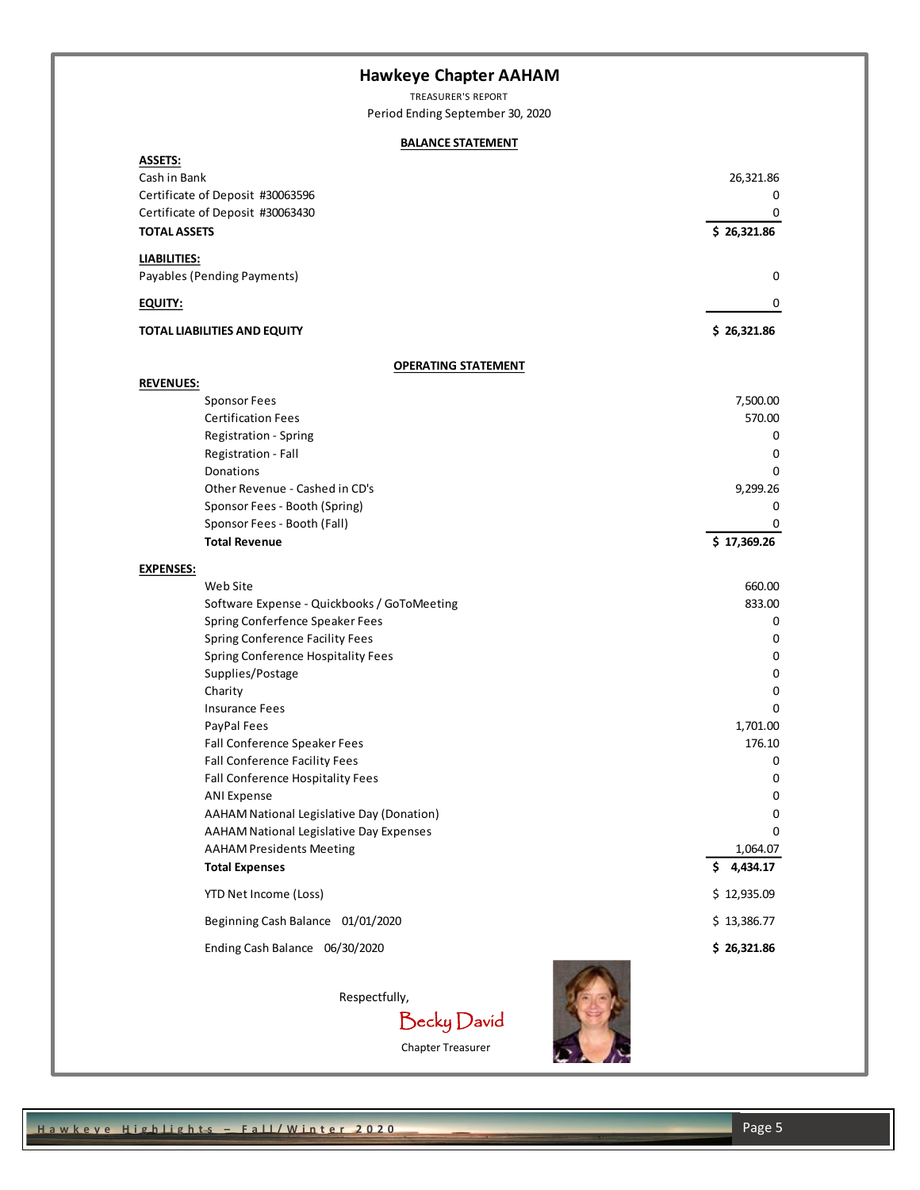# Hawkeye Chapter AAHAM

TREASURER'S REPORT

Period Ending September 30, 2020

## BALANCE STATEMENT

| **ASSETS:** | |
|---|---|
| Cash in Bank | 26,321.86 |
| Certificate of Deposit #30063596 | 0 |
| Certificate of Deposit #30063430 | 0 |
| **TOTAL ASSETS** | **$ 26,321.86** |
| **LIABILITIES:** | |
| Payables (Pending Payments) | 0 |
| **EQUITY:** | 0 |
| **TOTAL LIABILITIES AND EQUITY** | **$ 26,321.86** |

## OPERATING STATEMENT

| **REVENUES:** | |
|---|---|
| Sponsor Fees | 7,500.00 |
| Certification Fees | 570.00 |
| Registration - Spring | 0 |
| Registration - Fall | 0 |
| Donations | 0 |
| Other Revenue - Cashed in CD's | 9,299.26 |
| Sponsor Fees - Booth (Spring) | 0 |
| Sponsor Fees - Booth (Fall) | 0 |
| **Total Revenue** | **$ 17,369.26** |
| **EXPENSES:** | |
| Web Site | 660.00 |
| Software Expense - Quickbooks / GoToMeeting | 833.00 |
| Spring Conferfence Speaker Fees | 0 |
| Spring Conference Facility Fees | 0 |
| Spring Conference Hospitality Fees | 0 |
| Supplies/Postage | 0 |
| Charity | 0 |
| Insurance Fees | 0 |
| PayPal Fees | 1,701.00 |
| Fall Conference Speaker Fees | 176.10 |
| Fall Conference Facility Fees | 0 |
| Fall Conference Hospitality Fees | 0 |
| ANI Expense | 0 |
| AAHAM National Legislative Day (Donation) | 0 |
| AAHAM National Legislative Day Expenses | 0 |
| AAHAM Presidents Meeting | 1,064.07 |
| **Total Expenses** | **$ 4,434.17** |
| YTD Net Income (Loss) | $ 12,935.09 |
| Beginning Cash Balance 01/01/2020 | $ 13,386.77 |
| Ending Cash Balance 06/30/2020 | **$ 26,321.86** |

Respectfully,

Becky David

Chapter Treasurer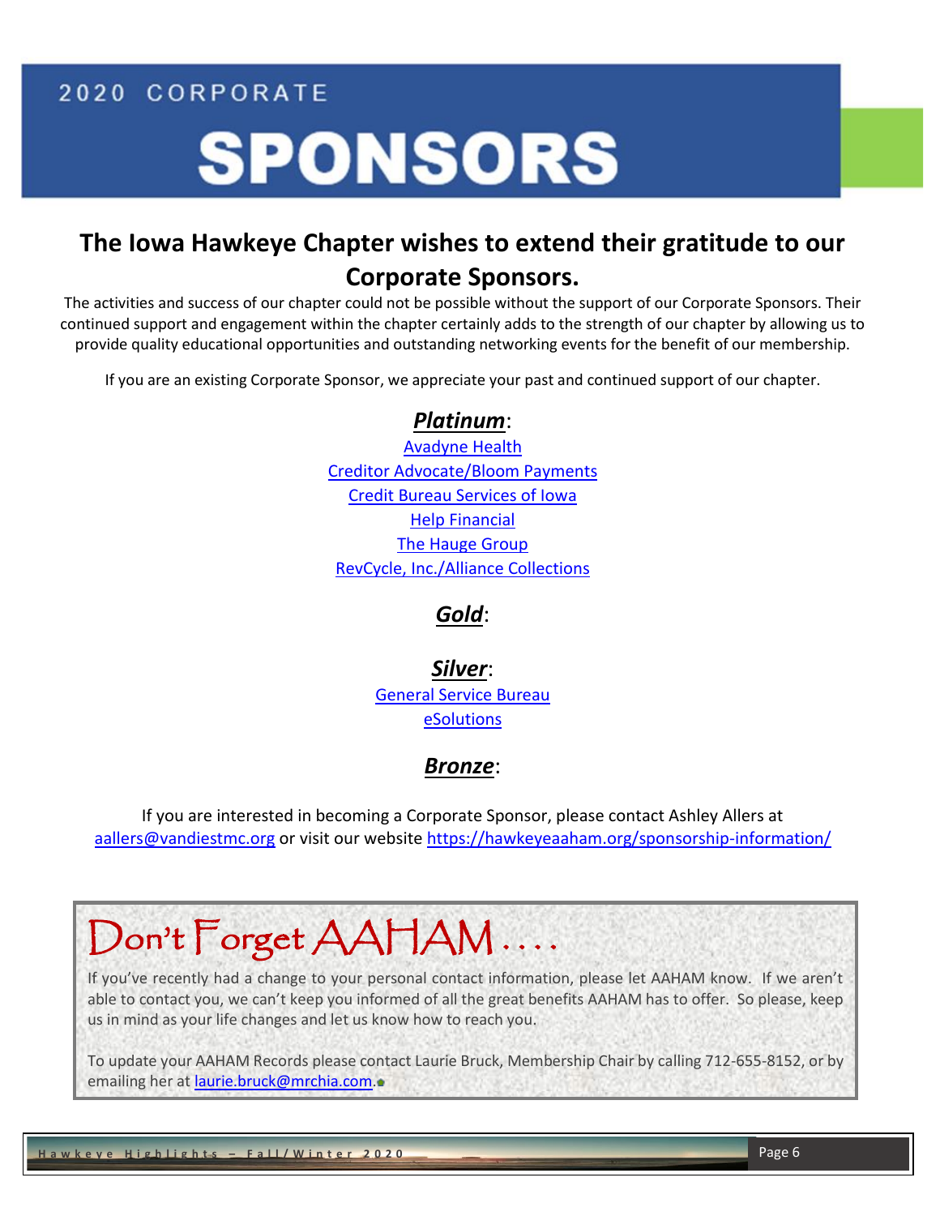2020 CORPORATE

# SPONSORS

## The Iowa Hawkeye Chapter wishes to extend their gratitude to our Corporate Sponsors.

The activities and success of our chapter could not be possible without the support of our Corporate Sponsors. Their continued support and engagement within the chapter certainly adds to the strength of our chapter by allowing us to provide quality educational opportunities and outstanding networking events for the benefit of our membership.

If you are an existing Corporate Sponsor, we appreciate your past and continued support of our chapter.

### ***Platinum***:

Avadyne Health
Creditor Advocate/Bloom Payments
Credit Bureau Services of Iowa
Help Financial
The Hauge Group
RevCycle, Inc./Alliance Collections

### ***Gold***:

### ***Silver***:

General Service Bureau
eSolutions

### ***Bronze***:

If you are interested in becoming a Corporate Sponsor, please contact Ashley Allers at aallers@vandiestmc.org or visit our website https://hawkeyeaaham.org/sponsorship-information/

## Don't Forget AAHAM....

If you've recently had a change to your personal contact information, please let AAHAM know. If we aren't able to contact you, we can't keep you informed of all the great benefits AAHAM has to offer. So please, keep us in mind as your life changes and let us know how to reach you.

To update your AAHAM Records please contact Laurie Bruck, Membership Chair by calling 712-655-8152, or by emailing her at laurie.bruck@mrchia.com.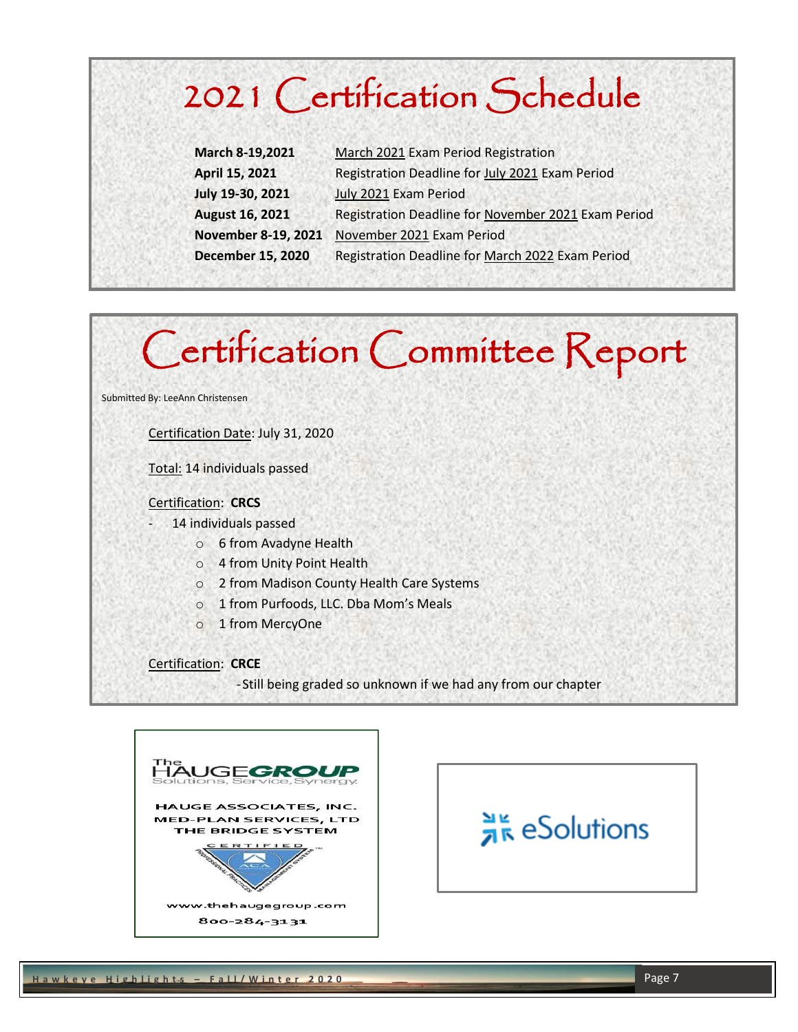# 2021 Certification Schedule

| | |
|---|---|
| **March 8-19,2021** | March 2021 Exam Period Registration |
| **April 15, 2021** | Registration Deadline for July 2021 Exam Period |
| **July 19-30, 2021** | July 2021 Exam Period |
| **August 16, 2021** | Registration Deadline for November 2021 Exam Period |
| **November 8-19, 2021** | November 2021 Exam Period |
| **December 15, 2020** | Registration Deadline for March 2022 Exam Period |

# Certification Committee Report

Submitted By: LeeAnn Christensen

Certification Date: July 31, 2020

Total: 14 individuals passed

Certification: **CRCS**

- 14 individuals passed
  - 6 from Avadyne Health
  - 4 from Unity Point Health
  - 2 from Madison County Health Care Systems
  - 1 from Purfoods, LLC. Dba Mom's Meals
  - 1 from MercyOne

Certification: **CRCE**

-Still being graded so unknown if we had any from our chapter

The HAUGE GROUP
Solutions, Service, Synergy

HAUGE ASSOCIATES, INC.
MED-PLAN SERVICES, LTD
THE BRIDGE SYSTEM

www.thehaugegroup.com
800-284-3131

eSolutions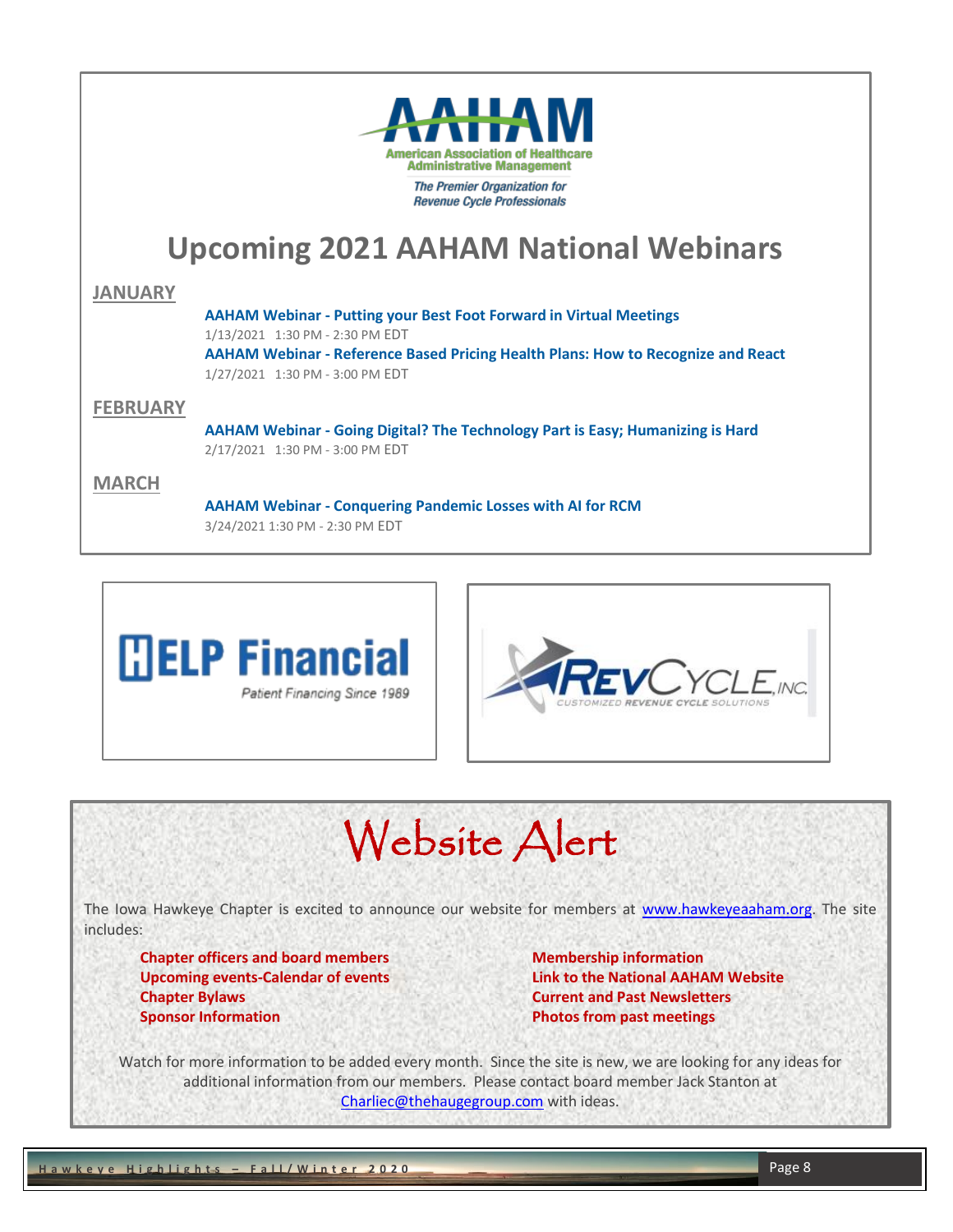American Association of Healthcare Administrative Management

*The Premier Organization for Revenue Cycle Professionals*

# Upcoming 2021 AAHAM National Webinars

## JANUARY

**AAHAM Webinar - Putting your Best Foot Forward in Virtual Meetings**
1/13/2021 1:30 PM - 2:30 PM EDT

**AAHAM Webinar - Reference Based Pricing Health Plans: How to Recognize and React**
1/27/2021 1:30 PM - 3:00 PM EDT

## FEBRUARY

**AAHAM Webinar - Going Digital? The Technology Part is Easy; Humanizing is Hard**
2/17/2021 1:30 PM - 3:00 PM EDT

## MARCH

**AAHAM Webinar - Conquering Pandemic Losses with AI for RCM**
3/24/2021 1:30 PM - 2:30 PM EDT

HELP Financial
Patient Financing Since 1989

REVCYCLE, INC.
CUSTOMIZED REVENUE CYCLE SOLUTIONS

# Website Alert

The Iowa Hawkeye Chapter is excited to announce our website for members at www.hawkeyeaaham.org. The site includes:

- **Chapter officers and board members**
- **Upcoming events-Calendar of events**
- **Chapter Bylaws**
- **Sponsor Information**
- **Membership information**
- **Link to the National AAHAM Website**
- **Current and Past Newsletters**
- **Photos from past meetings**

Watch for more information to be added every month. Since the site is new, we are looking for any ideas for additional information from our members. Please contact board member Jack Stanton at Charliec@thehaugegroup.com with ideas.